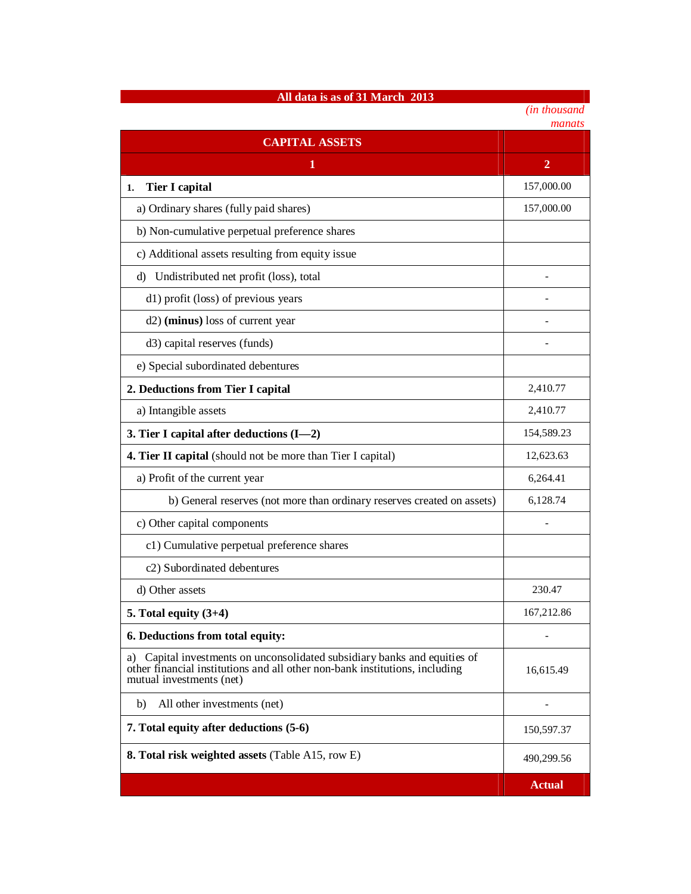**All data is as of 31 March 2013**

*(in thousand manats*

| CAPITAL ASSETS | |
|---|---|
| 1 | 2 |
| **1. Tier I capital** | 157,000.00 |
| a) Ordinary shares (fully paid shares) | 157,000.00 |
| b) Non-cumulative perpetual preference shares | |
| c) Additional assets resulting from equity issue | |
| d) Undistributed net profit (loss), total | - |
| d1) profit (loss) of previous years | - |
| d2) **(minus)** loss of current year | - |
| d3) capital reserves (funds) | - |
| e) Special subordinated debentures | |
| **2. Deductions from Tier I capital** | 2,410.77 |
| a) Intangible assets | 2,410.77 |
| **3. Tier I capital after deductions (I—2)** | 154,589.23 |
| **4. Tier II capital** (should not be more than Tier I capital) | 12,623.63 |
| a) Profit of the current year | 6,264.41 |
| b) General reserves (not more than ordinary reserves created on assets) | 6,128.74 |
| c) Other capital components | - |
| c1) Cumulative perpetual preference shares | |
| c2) Subordinated debentures | |
| d) Other assets | 230.47 |
| **5. Total equity (3+4)** | 167,212.86 |
| **6. Deductions from total equity:** | - |
| a) Capital investments on unconsolidated subsidiary banks and equities of other financial institutions and all other non-bank institutions, including mutual investments (net) | 16,615.49 |
| b) All other investments (net) | - |
| **7. Total equity after deductions (5-6)** | 150,597.37 |
| **8. Total risk weighted assets** (Table A15, row E) | 490,299.56 |
| | **Actual** |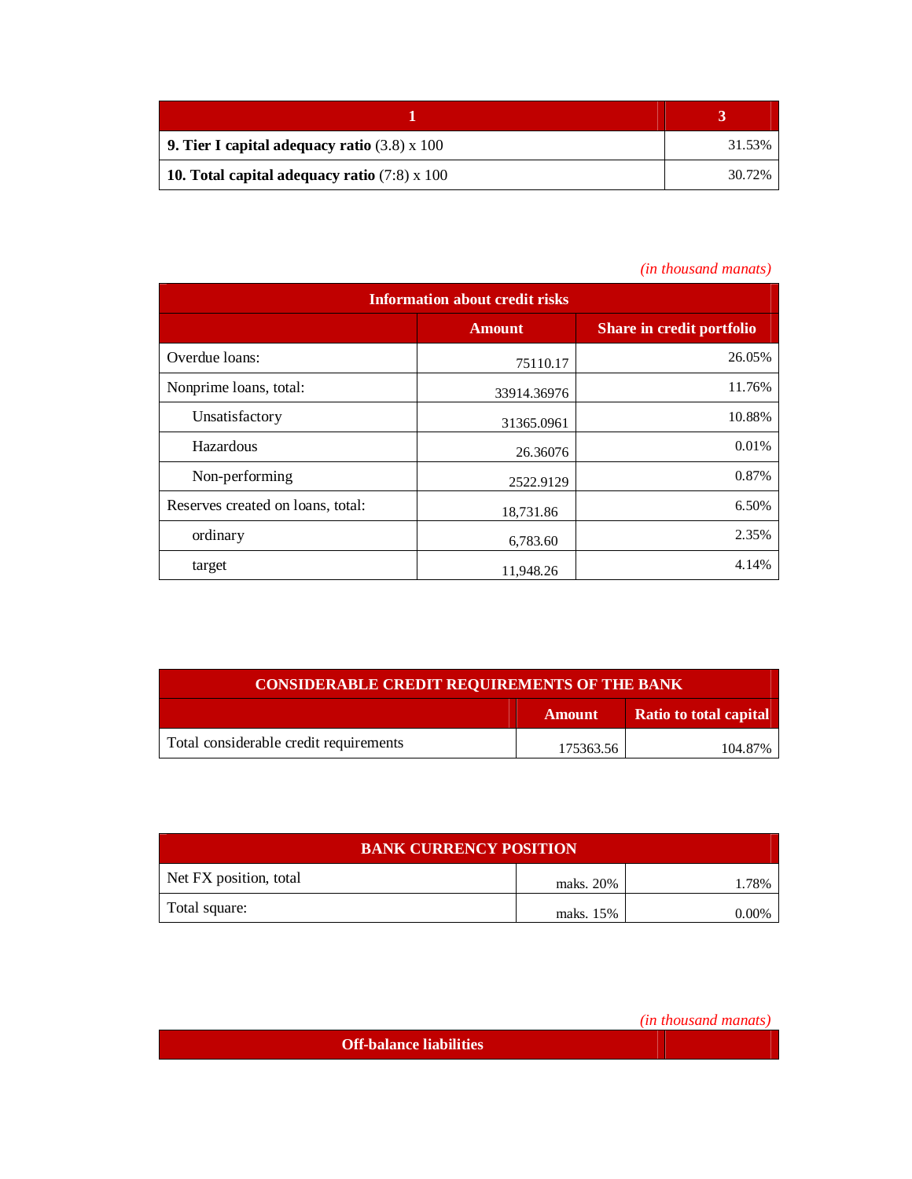| 1 | 3 |
|---|---|
| **9. Tier I capital adequacy ratio** (3.8) x 100 | 31.53% |
| **10. Total capital adequacy ratio** (7:8) x 100 | 30.72% |

*(in thousand manats)*

| Information about credit risks | | |
|---|---|---|
| | **Amount** | **Share in credit portfolio** |
| Overdue loans: | 75110.17 | 26.05% |
| Nonprime loans, total: | 33914.36976 | 11.76% |
| Unsatisfactory | 31365.0961 | 10.88% |
| Hazardous | 26.36076 | 0.01% |
| Non-performing | 2522.9129 | 0.87% |
| Reserves created on loans, total: | 18,731.86 | 6.50% |
| ordinary | 6,783.60 | 2.35% |
| target | 11,948.26 | 4.14% |

| CONSIDERABLE CREDIT REQUIREMENTS OF THE BANK | | |
|---|---|---|
| | **Amount** | **Ratio to total capital** |
| Total considerable credit requirements | 175363.56 | 104.87% |

| BANK CURRENCY POSITION | | |
|---|---|---|
| Net FX position, total | maks. 20% | 1.78% |
| Total square: | maks. 15% | 0.00% |

*(in thousand manats)*

| Off-balance liabilities | |
|---|---|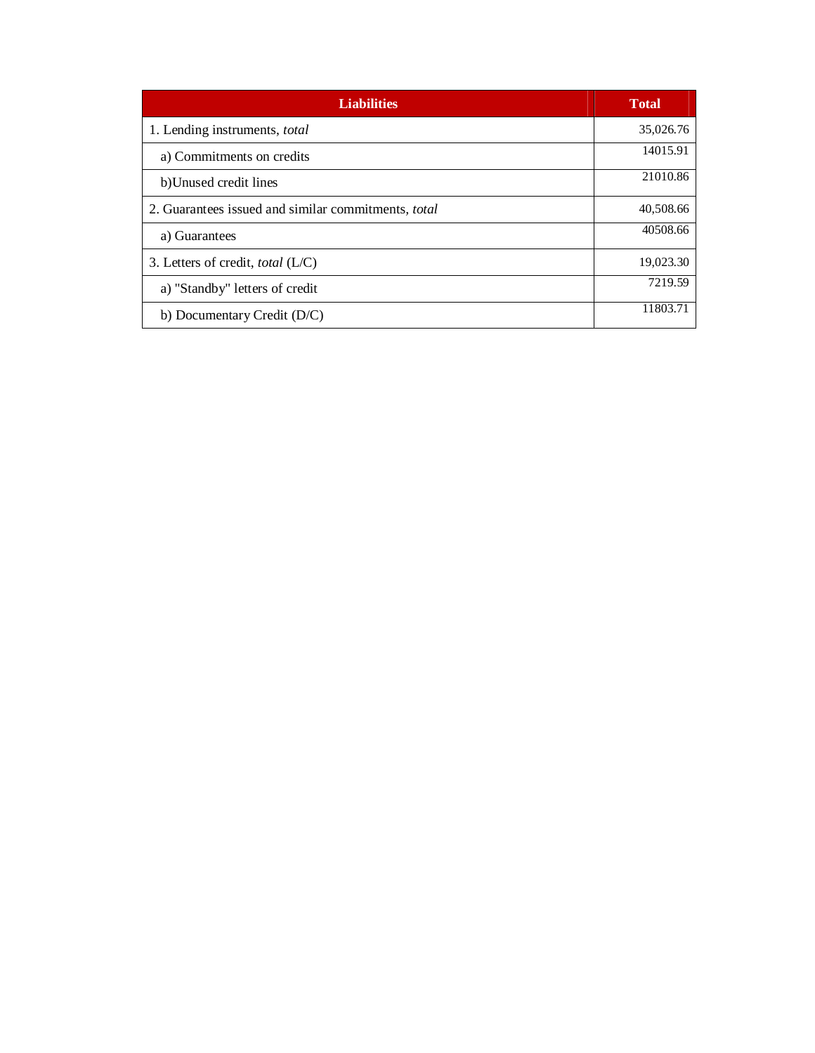| Liabilities | Total |
|---|---|
| 1. Lending instruments, *total* | 35,026.76 |
| a) Commitments on credits | 14015.91 |
| b)Unused credit lines | 21010.86 |
| 2. Guarantees issued and similar commitments, *total* | 40,508.66 |
| a) Guarantees | 40508.66 |
| 3. Letters of credit, *total* (L/C) | 19,023.30 |
| a) "Standby" letters of credit | 7219.59 |
| b) Documentary Credit (D/C) | 11803.71 |